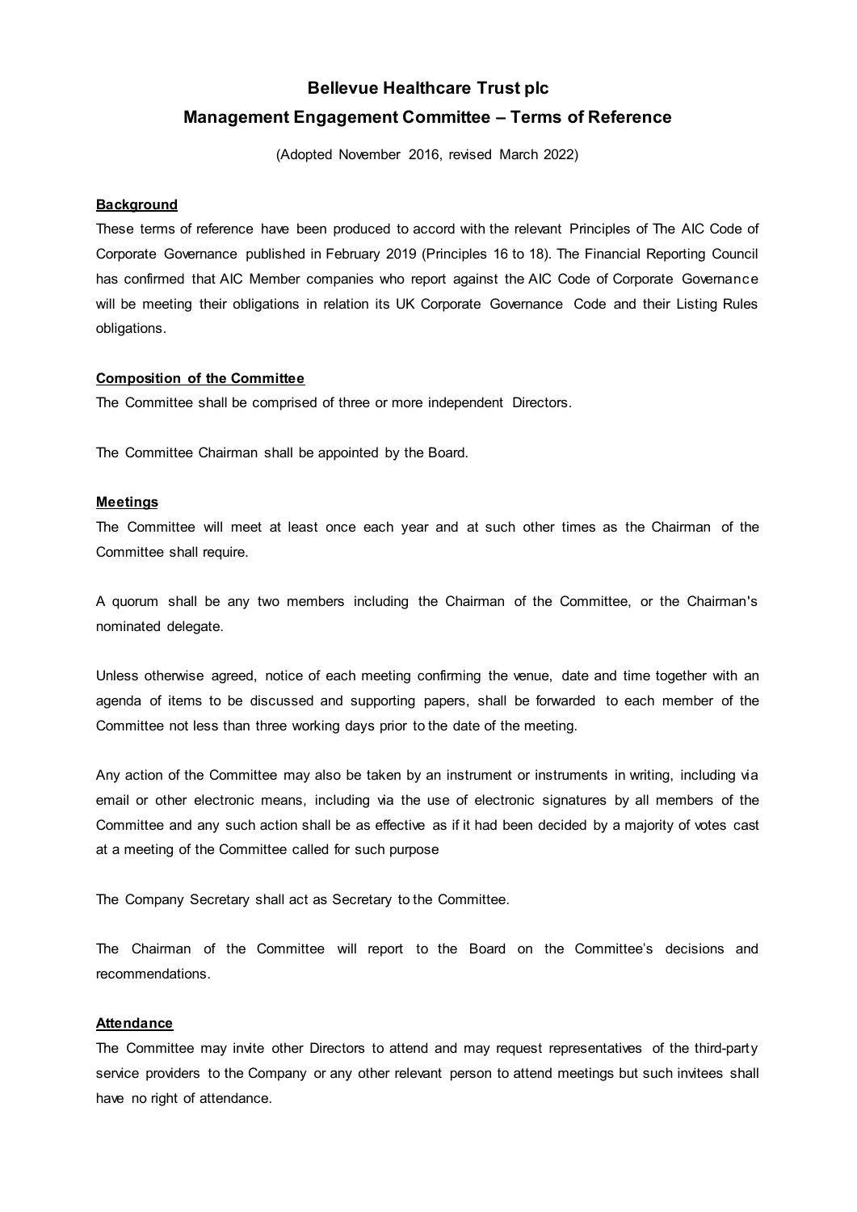# Bellevue Healthcare Trust plc

## Management Engagement Committee – Terms of Reference

(Adopted November 2016, revised March 2022)

**Background**

These terms of reference have been produced to accord with the relevant Principles of The AIC Code of Corporate Governance published in February 2019 (Principles 16 to 18). The Financial Reporting Council has confirmed that AIC Member companies who report against the AIC Code of Corporate Governance will be meeting their obligations in relation its UK Corporate Governance Code and their Listing Rules obligations.

**Composition of the Committee**

The Committee shall be comprised of three or more independent Directors.

The Committee Chairman shall be appointed by the Board.

**Meetings**

The Committee will meet at least once each year and at such other times as the Chairman of the Committee shall require.

A quorum shall be any two members including the Chairman of the Committee, or the Chairman's nominated delegate.

Unless otherwise agreed, notice of each meeting confirming the venue, date and time together with an agenda of items to be discussed and supporting papers, shall be forwarded to each member of the Committee not less than three working days prior to the date of the meeting.

Any action of the Committee may also be taken by an instrument or instruments in writing, including via email or other electronic means, including via the use of electronic signatures by all members of the Committee and any such action shall be as effective as if it had been decided by a majority of votes cast at a meeting of the Committee called for such purpose

The Company Secretary shall act as Secretary to the Committee.

The Chairman of the Committee will report to the Board on the Committee's decisions and recommendations.

**Attendance**

The Committee may invite other Directors to attend and may request representatives of the third-party service providers to the Company or any other relevant person to attend meetings but such invitees shall have no right of attendance.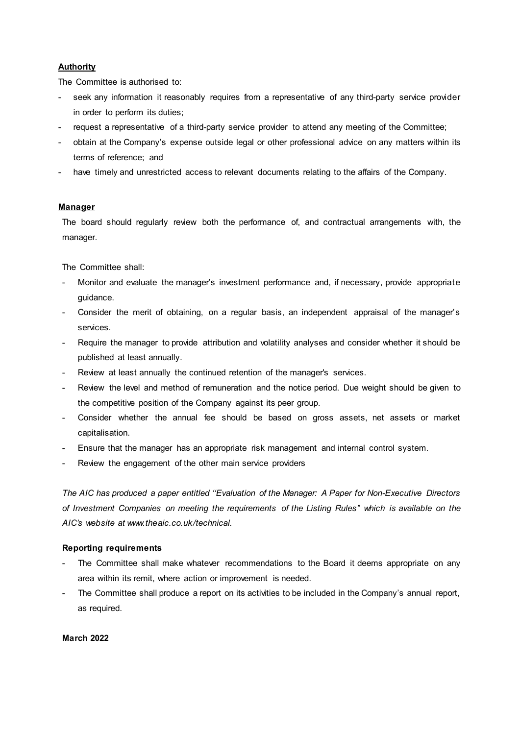**Authority**

The Committee is authorised to:

- seek any information it reasonably requires from a representative of any third-party service provider in order to perform its duties;
- request a representative of a third-party service provider to attend any meeting of the Committee;
- obtain at the Company's expense outside legal or other professional advice on any matters within its terms of reference; and
- have timely and unrestricted access to relevant documents relating to the affairs of the Company.

**Manager**

The board should regularly review both the performance of, and contractual arrangements with, the manager.

The Committee shall:

- Monitor and evaluate the manager's investment performance and, if necessary, provide appropriate guidance.
- Consider the merit of obtaining, on a regular basis, an independent appraisal of the manager's services.
- Require the manager to provide attribution and volatility analyses and consider whether it should be published at least annually.
- Review at least annually the continued retention of the manager's services.
- Review the level and method of remuneration and the notice period. Due weight should be given to the competitive position of the Company against its peer group.
- Consider whether the annual fee should be based on gross assets, net assets or market capitalisation.
- Ensure that the manager has an appropriate risk management and internal control system.
- Review the engagement of the other main service providers

*The AIC has produced a paper entitled ''Evaluation of the Manager: A Paper for Non-Executive Directors of Investment Companies on meeting the requirements of the Listing Rules" which is available on the AIC's website at www.theaic.co.uk/technical.*

**Reporting requirements**

- The Committee shall make whatever recommendations to the Board it deems appropriate on any area within its remit, where action or improvement is needed.
- The Committee shall produce a report on its activities to be included in the Company's annual report, as required.

**March 2022**